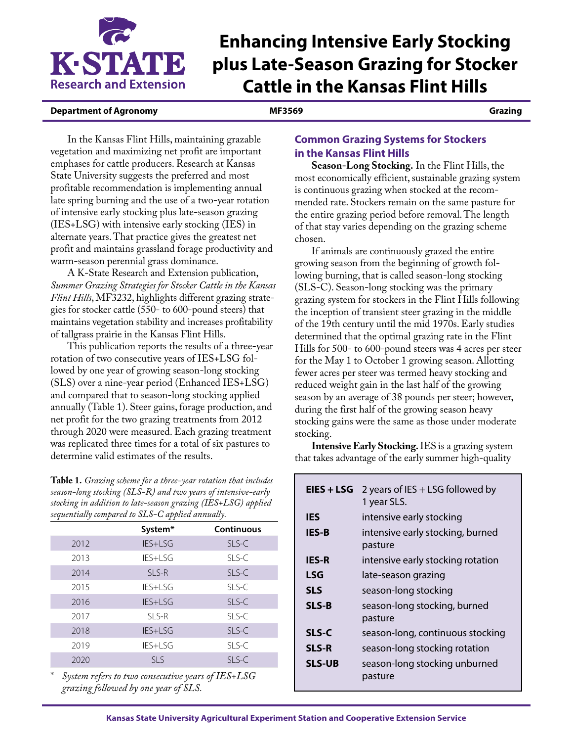# Enhancing Intensive Early Stocking plus Late-Season Grazing for Stocker Cattle in the Kansas Flint Hills

**Department of Agronomy** | **MF3569** | **Grazing**

In the Kansas Flint Hills, maintaining grazable vegetation and maximizing net profit are important emphases for cattle producers. Research at Kansas State University suggests the preferred and most profitable recommendation is implementing annual late spring burning and the use of a two-year rotation of intensive early stocking plus late-season grazing (IES+LSG) with intensive early stocking (IES) in alternate years. That practice gives the greatest net profit and maintains grassland forage productivity and warm-season perennial grass dominance.

A K-State Research and Extension publication, *Summer Grazing Strategies for Stocker Cattle in the Kansas Flint Hills*, MF3232, highlights different grazing strategies for stocker cattle (550- to 600-pound steers) that maintains vegetation stability and increases profitability of tallgrass prairie in the Kansas Flint Hills.

This publication reports the results of a three-year rotation of two consecutive years of IES+LSG followed by one year of growing season-long stocking (SLS) over a nine-year period (Enhanced IES+LSG) and compared that to season-long stocking applied annually (Table 1). Steer gains, forage production, and net profit for the two grazing treatments from 2012 through 2020 were measured. Each grazing treatment was replicated three times for a total of six pastures to determine valid estimates of the results.

**Table 1.** *Grazing scheme for a three-year rotation that includes season-long stocking (SLS-R) and two years of intensive-early stocking in addition to late-season grazing (IES+LSG) applied sequentially compared to SLS-C applied annually.*

| | System* | Continuous |
|---|---|---|
| 2012 | IES+LSG | SLS-C |
| 2013 | IES+LSG | SLS-C |
| 2014 | SLS-R | SLS-C |
| 2015 | IES+LSG | SLS-C |
| 2016 | IES+LSG | SLS-C |
| 2017 | SLS-R | SLS-C |
| 2018 | IES+LSG | SLS-C |
| 2019 | IES+LSG | SLS-C |
| 2020 | SLS | SLS-C |

\* *System refers to two consecutive years of IES+LSG grazing followed by one year of SLS.*

## Common Grazing Systems for Stockers in the Kansas Flint Hills

**Season-Long Stocking.** In the Flint Hills, the most economically efficient, sustainable grazing system is continuous grazing when stocked at the recommended rate. Stockers remain on the same pasture for the entire grazing period before removal. The length of that stay varies depending on the grazing scheme chosen.

If animals are continuously grazed the entire growing season from the beginning of growth following burning, that is called season-long stocking (SLS-C). Season-long stocking was the primary grazing system for stockers in the Flint Hills following the inception of transient steer grazing in the middle of the 19th century until the mid 1970s. Early studies determined that the optimal grazing rate in the Flint Hills for 500- to 600-pound steers was 4 acres per steer for the May 1 to October 1 growing season. Allotting fewer acres per steer was termed heavy stocking and reduced weight gain in the last half of the growing season by an average of 38 pounds per steer; however, during the first half of the growing season heavy stocking gains were the same as those under moderate stocking.

**Intensive Early Stocking.** IES is a grazing system that takes advantage of the early summer high-quality

| | |
|---|---|
| **EIES + LSG** | 2 years of IES + LSG followed by 1 year SLS. |
| **IES** | intensive early stocking |
| **IES-B** | intensive early stocking, burned pasture |
| **IES-R** | intensive early stocking rotation |
| **LSG** | late-season grazing |
| **SLS** | season-long stocking |
| **SLS-B** | season-long stocking, burned pasture |
| **SLS-C** | season-long, continuous stocking |
| **SLS-R** | season-long stocking rotation |
| **SLS-UB** | season-long stocking unburned pasture |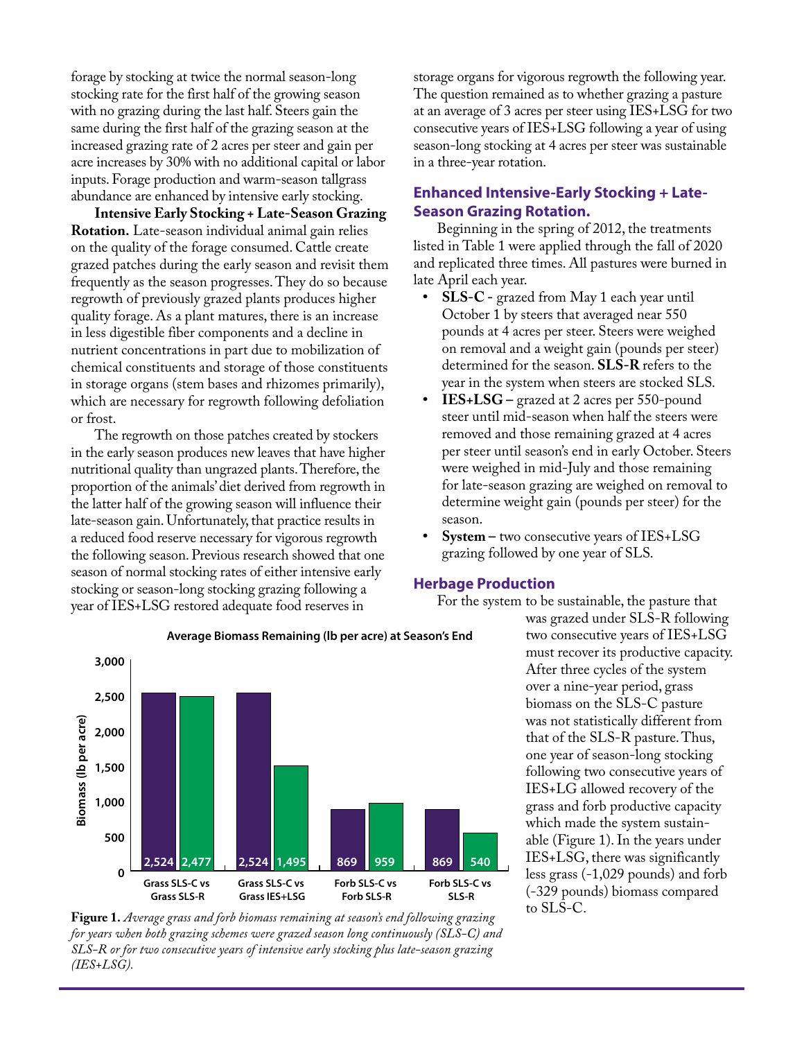forage by stocking at twice the normal season-long stocking rate for the first half of the growing season with no grazing during the last half. Steers gain the same during the first half of the grazing season at the increased grazing rate of 2 acres per steer and gain per acre increases by 30% with no additional capital or labor inputs. Forage production and warm-season tallgrass abundance are enhanced by intensive early stocking.

**Intensive Early Stocking + Late-Season Grazing Rotation.** Late-season individual animal gain relies on the quality of the forage consumed. Cattle create grazed patches during the early season and revisit them frequently as the season progresses. They do so because regrowth of previously grazed plants produces higher quality forage. As a plant matures, there is an increase in less digestible fiber components and a decline in nutrient concentrations in part due to mobilization of chemical constituents and storage of those constituents in storage organs (stem bases and rhizomes primarily), which are necessary for regrowth following defoliation or frost.

The regrowth on those patches created by stockers in the early season produces new leaves that have higher nutritional quality than ungrazed plants. Therefore, the proportion of the animals' diet derived from regrowth in the latter half of the growing season will influence their late-season gain. Unfortunately, that practice results in a reduced food reserve necessary for vigorous regrowth the following season. Previous research showed that one season of normal stocking rates of either intensive early stocking or season-long stocking grazing following a year of IES+LSG restored adequate food reserves in storage organs for vigorous regrowth the following year. The question remained as to whether grazing a pasture at an average of 3 acres per steer using IES+LSG for two consecutive years of IES+LSG following a year of using season-long stocking at 4 acres per steer was sustainable in a three-year rotation.

## Enhanced Intensive-Early Stocking + Late-Season Grazing Rotation.

Beginning in the spring of 2012, the treatments listed in Table 1 were applied through the fall of 2020 and replicated three times. All pastures were burned in late April each year.

- **SLS-C** - grazed from May 1 each year until October 1 by steers that averaged near 550 pounds at 4 acres per steer. Steers were weighed on removal and a weight gain (pounds per steer) determined for the season. **SLS-R** refers to the year in the system when steers are stocked SLS.
- **IES+LSG –** grazed at 2 acres per 550-pound steer until mid-season when half the steers were removed and those remaining grazed at 4 acres per steer until season's end in early October. Steers were weighed in mid-July and those remaining for late-season grazing are weighed on removal to determine weight gain (pounds per steer) for the season.
- **System –** two consecutive years of IES+LSG grazing followed by one year of SLS.

## Herbage Production

For the system to be sustainable, the pasture that was grazed under SLS-R following two consecutive years of IES+LSG must recover its productive capacity. After three cycles of the system over a nine-year period, grass biomass on the SLS-C pasture was not statistically different from that of the SLS-R pasture. Thus, one year of season-long stocking following two consecutive years of IES+LG allowed recovery of the grass and forb productive capacity which made the system sustainable (Figure 1). In the years under IES+LSG, there was significantly less grass (-1,029 pounds) and forb (-329 pounds) biomass compared to SLS-C.

**Average Biomass Remaining (lb per acre) at Season's End**

| Comparison | SLS-C | Other |
|---|---|---|
| Grass SLS-C vs Grass SLS-R | 2,524 | 2,477 |
| Grass SLS-C vs Grass IES+LSG | 2,524 | 1,495 |
| Forb SLS-C vs Forb SLS-R | 869 | 959 |
| Forb SLS-C vs SLS-R | 869 | 540 |

**Figure 1.** *Average grass and forb biomass remaining at season's end following grazing for years when both grazing schemes were grazed season long continuously (SLS-C) and SLS-R or for two consecutive years of intensive early stocking plus late-season grazing (IES+LSG).*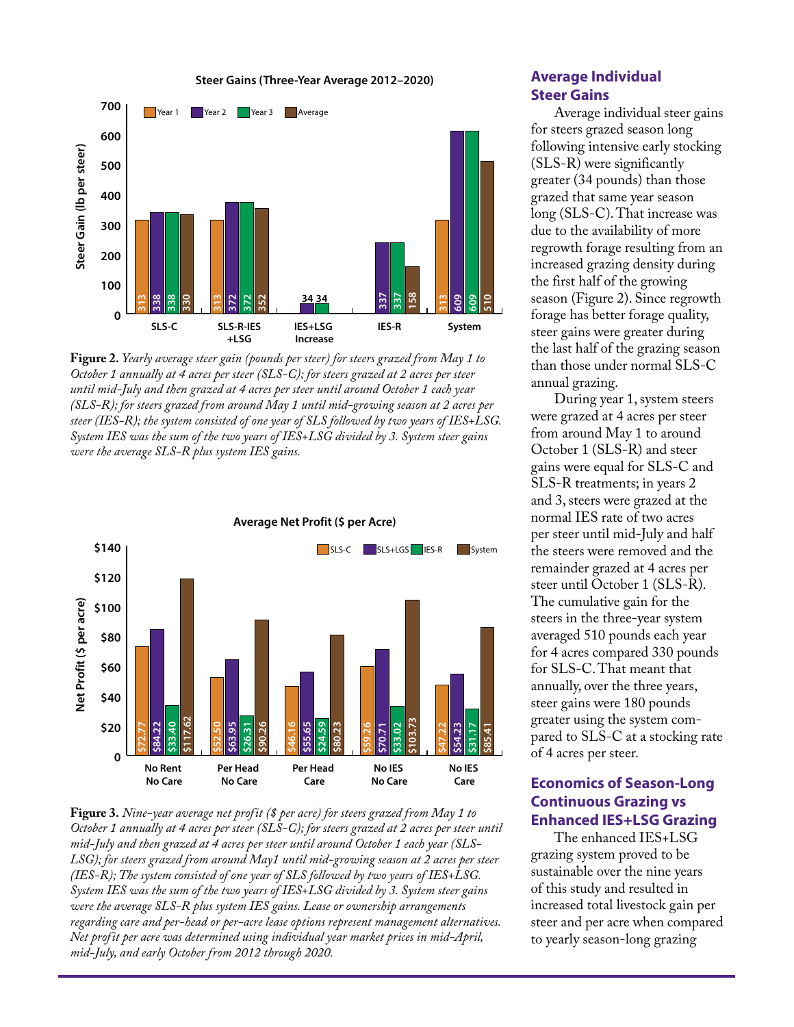**Steer Gains (Three-Year Average 2012–2020)**

| | Year 1 | Year 2 | Year 3 | Average |
|---|---|---|---|---|
| SLS-C | 313 | 338 | 338 | 330 |
| SLS-R-IES +LSG | 313 | 372 | 372 | 352 |
| IES+LSG Increase | | 34 | 34 | |
| IES-R | | 337 | 337 | 158 |
| System | 313 | 609 | 609 | 510 |

**Figure 2.** *Yearly average steer gain (pounds per steer) for steers grazed from May 1 to October 1 annually at 4 acres per steer (SLS-C); for steers grazed at 2 acres per steer until mid-July and then grazed at 4 acres per steer until around October 1 each year (SLS-R); for steers grazed from around May 1 until mid-growing season at 2 acres per steer (IES-R); the system consisted of one year of SLS followed by two years of IES+LSG. System IES was the sum of the two years of IES+LSG divided by 3. System steer gains were the average SLS-R plus system IES gains.*

**Average Net Profit ($ per Acre)**

| | SLS-C | SLS+LGS | IES-R | System |
|---|---|---|---|---|
| No Rent No Care | $72.77 | $84.22 | $33.40 | $117.62 |
| Per Head No Care | $52.50 | $63.95 | $26.31 | $90.26 |
| Per Head Care | $46.16 | $55.65 | $24.59 | $80.23 |
| No IES No Care | $59.26 | $70.71 | $33.02 | $103.73 |
| No IES Care | $47.22 | $54.23 | $31.17 | $85.41 |

**Figure 3.** *Nine-year average net profit ($ per acre) for steers grazed from May 1 to October 1 annually at 4 acres per steer (SLS-C); for steers grazed at 2 acres per steer until mid-July and then grazed at 4 acres per steer until around October 1 each year (SLS-LSG); for steers grazed from around May1 until mid-growing season at 2 acres per steer (IES-R); The system consisted of one year of SLS followed by two years of IES+LSG. System IES was the sum of the two years of IES+LSG divided by 3. System steer gains were the average SLS-R plus system IES gains. Lease or ownership arrangements regarding care and per-head or per-acre lease options represent management alternatives. Net profit per acre was determined using individual year market prices in mid-April, mid-July, and early October from 2012 through 2020.*

## Average Individual Steer Gains

Average individual steer gains for steers grazed season long following intensive early stocking (SLS-R) were significantly greater (34 pounds) than those grazed that same year season long (SLS-C). That increase was due to the availability of more regrowth forage resulting from an increased grazing density during the first half of the growing season (Figure 2). Since regrowth forage has better forage quality, steer gains were greater during the last half of the grazing season than those under normal SLS-C annual grazing.

During year 1, system steers were grazed at 4 acres per steer from around May 1 to around October 1 (SLS-R) and steer gains were equal for SLS-C and SLS-R treatments; in years 2 and 3, steers were grazed at the normal IES rate of two acres per steer until mid-July and half the steers were removed and the remainder grazed at 4 acres per steer until October 1 (SLS-R). The cumulative gain for the steers in the three-year system averaged 510 pounds each year for 4 acres compared 330 pounds for SLS-C. That meant that annually, over the three years, steer gains were 180 pounds greater using the system compared to SLS-C at a stocking rate of 4 acres per steer.

## Economics of Season-Long Continuous Grazing vs Enhanced IES+LSG Grazing

The enhanced IES+LSG grazing system proved to be sustainable over the nine years of this study and resulted in increased total livestock gain per steer and per acre when compared to yearly season-long grazing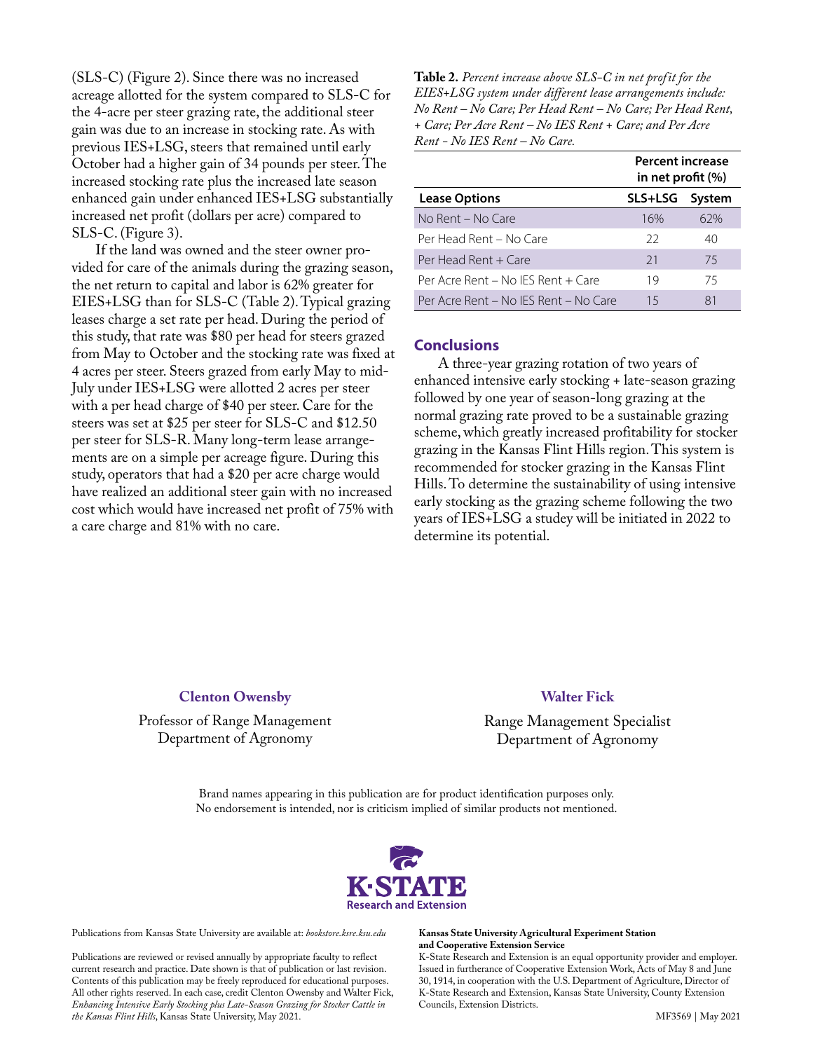(SLS-C) (Figure 2). Since there was no increased acreage allotted for the system compared to SLS-C for the 4-acre per steer grazing rate, the additional steer gain was due to an increase in stocking rate. As with previous IES+LSG, steers that remained until early October had a higher gain of 34 pounds per steer. The increased stocking rate plus the increased late season enhanced gain under enhanced IES+LSG substantially increased net profit (dollars per acre) compared to SLS-C. (Figure 3).

If the land was owned and the steer owner provided for care of the animals during the grazing season, the net return to capital and labor is 62% greater for EIES+LSG than for SLS-C (Table 2). Typical grazing leases charge a set rate per head. During the period of this study, that rate was $80 per head for steers grazed from May to October and the stocking rate was fixed at 4 acres per steer. Steers grazed from early May to mid-July under IES+LSG were allotted 2 acres per steer with a per head charge of $40 per steer. Care for the steers was set at $25 per steer for SLS-C and $12.50 per steer for SLS-R. Many long-term lease arrangements are on a simple per acreage figure. During this study, operators that had a $20 per acre charge would have realized an additional steer gain with no increased cost which would have increased net profit of 75% with a care charge and 81% with no care.

**Table 2.** *Percent increase above SLS-C in net profit for the EIES+LSG system under different lease arrangements include: No Rent – No Care; Per Head Rent – No Care; Per Head Rent, + Care; Per Acre Rent – No IES Rent + Care; and Per Acre Rent - No IES Rent – No Care.*

| | Percent increase in net profit (%) | |
|---|---|---|
| **Lease Options** | **SLS+LSG** | **System** |
| No Rent – No Care | 16% | 62% |
| Per Head Rent – No Care | 22 | 40 |
| Per Head Rent + Care | 21 | 75 |
| Per Acre Rent – No IES Rent + Care | 19 | 75 |
| Per Acre Rent – No IES Rent – No Care | 15 | 81 |

## Conclusions

A three-year grazing rotation of two years of enhanced intensive early stocking + late-season grazing followed by one year of season-long grazing at the normal grazing rate proved to be a sustainable grazing scheme, which greatly increased profitability for stocker grazing in the Kansas Flint Hills region. This system is recommended for stocker grazing in the Kansas Flint Hills. To determine the sustainability of using intensive early stocking as the grazing scheme following the two years of IES+LSG a studey will be initiated in 2022 to determine its potential.

**Clenton Owensby**
Professor of Range Management
Department of Agronomy

**Walter Fick**
Range Management Specialist
Department of Agronomy

Brand names appearing in this publication are for product identification purposes only. No endorsement is intended, nor is criticism implied of similar products not mentioned.

K·STATE
Research and Extension

Publications from Kansas State University are available at: *bookstore.ksre.ksu.edu*

Publications are reviewed or revised annually by appropriate faculty to reflect current research and practice. Date shown is that of publication or last revision. Contents of this publication may be freely reproduced for educational purposes. All other rights reserved. In each case, credit Clenton Owensby and Walter Fick, *Enhancing Intensive Early Stocking plus Late-Season Grazing for Stocker Cattle in the Kansas Flint Hills*, Kansas State University, May 2021.

**Kansas State University Agricultural Experiment Station and Cooperative Extension Service**

K-State Research and Extension is an equal opportunity provider and employer. Issued in furtherance of Cooperative Extension Work, Acts of May 8 and June 30, 1914, in cooperation with the U.S. Department of Agriculture, Director of K-State Research and Extension, Kansas State University, County Extension Councils, Extension Districts.

MF3569 | May 2021